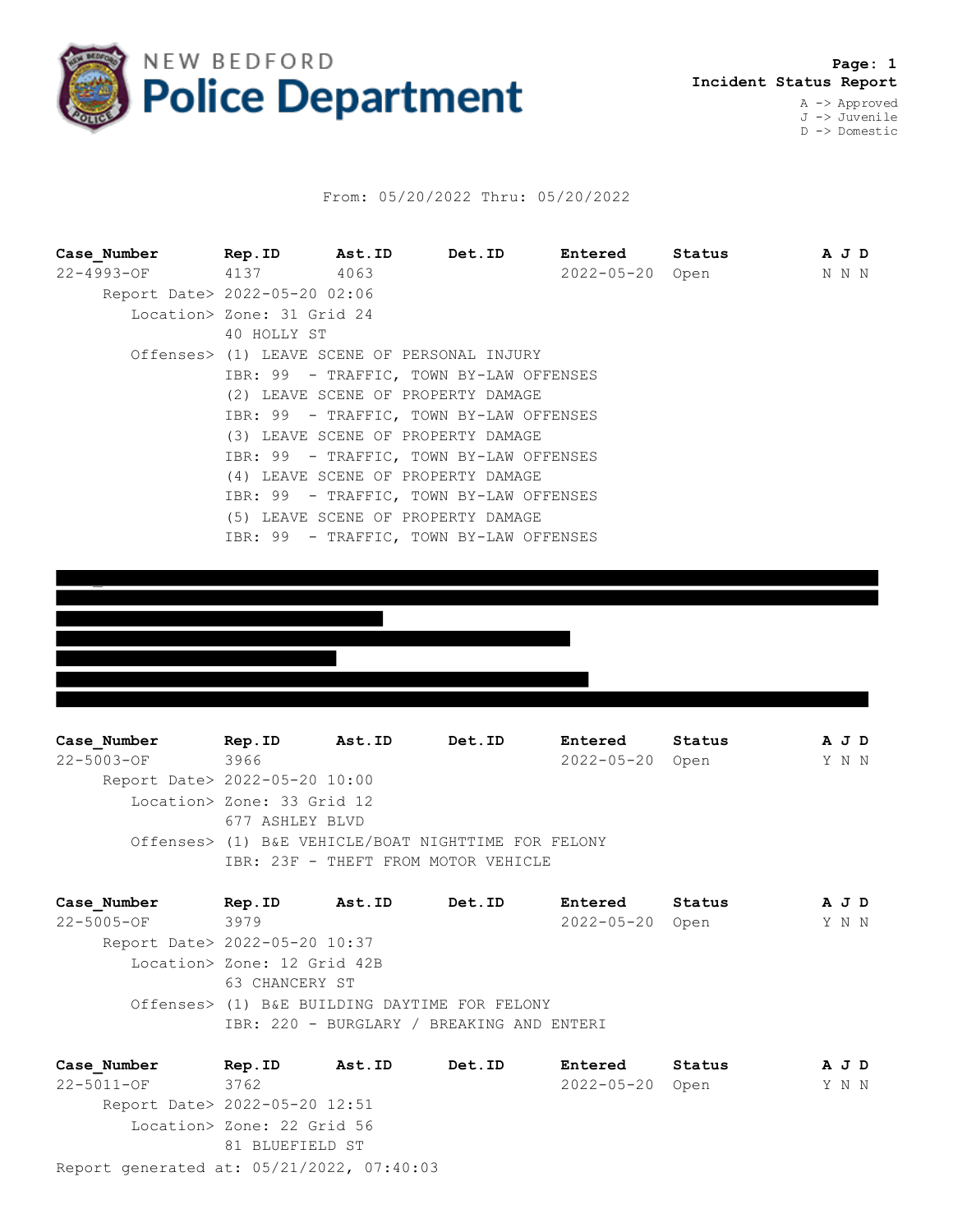# NEW BEDFORD Police Department

**Page: 1**
**Incident Status Report**

A -> Approved
J -> Juvenile
D -> Domestic

From: 05/20/2022 Thru: 05/20/2022

| **Case_Number** | **Rep.ID** | **Ast.ID** | **Det.ID** | **Entered** | **Status** | **A J D** |
|---|---|---|---|---|---|---|
| 22-4993-OF | 4137 | 4063 | | 2022-05-20 | Open | N N N |

Report Date> 2022-05-20 02:06
Location> Zone: 31 Grid 24
40 HOLLY ST
Offenses> (1) LEAVE SCENE OF PERSONAL INJURY
IBR: 99 - TRAFFIC, TOWN BY-LAW OFFENSES
(2) LEAVE SCENE OF PROPERTY DAMAGE
IBR: 99 - TRAFFIC, TOWN BY-LAW OFFENSES
(3) LEAVE SCENE OF PROPERTY DAMAGE
IBR: 99 - TRAFFIC, TOWN BY-LAW OFFENSES
(4) LEAVE SCENE OF PROPERTY DAMAGE
IBR: 99 - TRAFFIC, TOWN BY-LAW OFFENSES
(5) LEAVE SCENE OF PROPERTY DAMAGE
IBR: 99 - TRAFFIC, TOWN BY-LAW OFFENSES

| **Case_Number** | **Rep.ID** | **Ast.ID** | **Det.ID** | **Entered** | **Status** | **A J D** |
|---|---|---|---|---|---|---|
| 22-5003-OF | 3966 | | | 2022-05-20 | Open | Y N N |

Report Date> 2022-05-20 10:00
Location> Zone: 33 Grid 12
677 ASHLEY BLVD
Offenses> (1) B&E VEHICLE/BOAT NIGHTTIME FOR FELONY
IBR: 23F - THEFT FROM MOTOR VEHICLE

| **Case_Number** | **Rep.ID** | **Ast.ID** | **Det.ID** | **Entered** | **Status** | **A J D** |
|---|---|---|---|---|---|---|
| 22-5005-OF | 3979 | | | 2022-05-20 | Open | Y N N |

Report Date> 2022-05-20 10:37
Location> Zone: 12 Grid 42B
63 CHANCERY ST
Offenses> (1) B&E BUILDING DAYTIME FOR FELONY
IBR: 220 - BURGLARY / BREAKING AND ENTERI

| **Case_Number** | **Rep.ID** | **Ast.ID** | **Det.ID** | **Entered** | **Status** | **A J D** |
|---|---|---|---|---|---|---|
| 22-5011-OF | 3762 | | | 2022-05-20 | Open | Y N N |

Report Date> 2022-05-20 12:51
Location> Zone: 22 Grid 56
81 BLUEFIELD ST

Report generated at: 05/21/2022, 07:40:03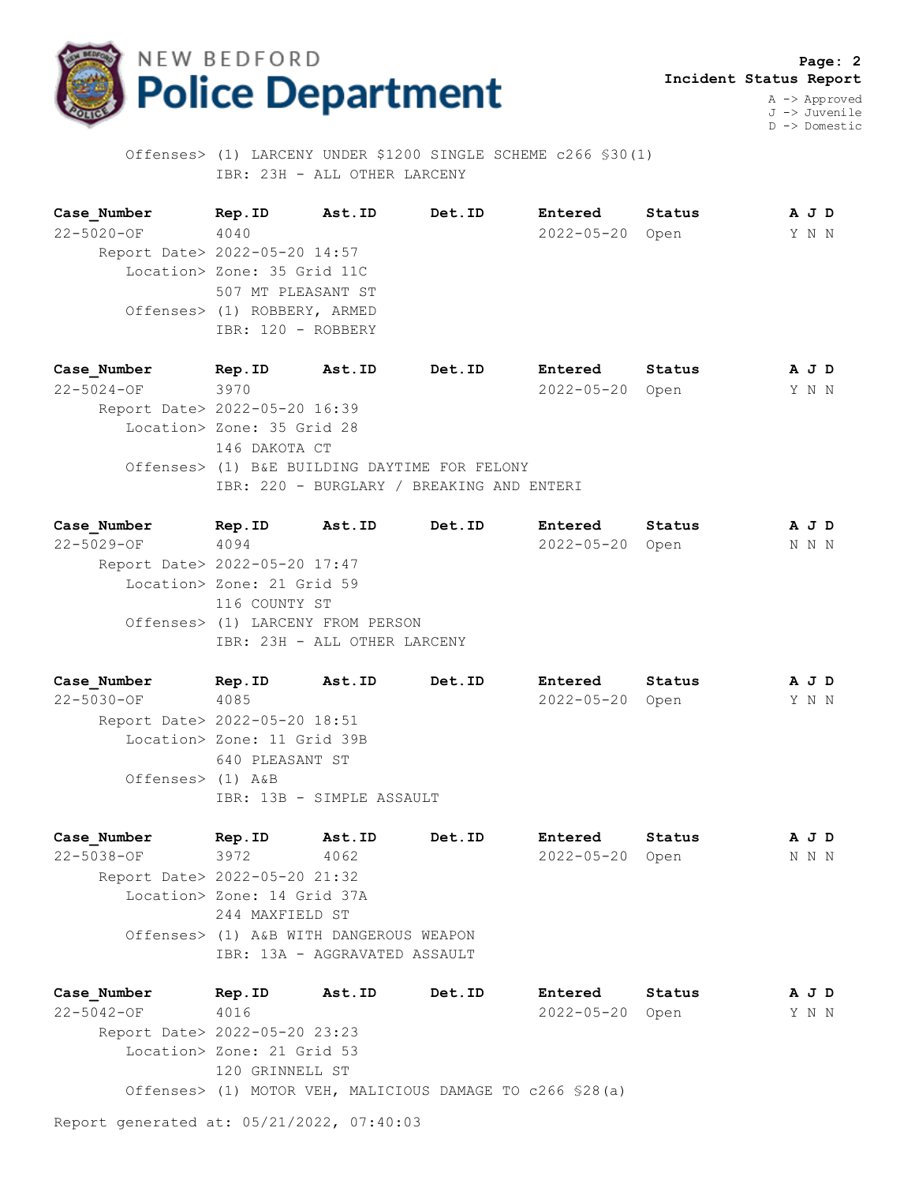**Incident Status Report**

A -> Approved
J -> Juvenile
D -> Domestic

Offenses> (1) LARCENY UNDER $1200 SINGLE SCHEME c266 §30(1)
IBR: 23H - ALL OTHER LARCENY

| Case_Number | Rep.ID | Ast.ID | Det.ID | Entered | Status | A J D |
|---|---|---|---|---|---|---|
| 22-5020-OF | 4040 | | | 2022-05-20 | Open | Y N N |

Report Date> 2022-05-20 14:57
Location> Zone: 35 Grid 11C
507 MT PLEASANT ST
Offenses> (1) ROBBERY, ARMED
IBR: 120 - ROBBERY

| Case_Number | Rep.ID | Ast.ID | Det.ID | Entered | Status | A J D |
|---|---|---|---|---|---|---|
| 22-5024-OF | 3970 | | | 2022-05-20 | Open | Y N N |

Report Date> 2022-05-20 16:39
Location> Zone: 35 Grid 28
146 DAKOTA CT
Offenses> (1) B&E BUILDING DAYTIME FOR FELONY
IBR: 220 - BURGLARY / BREAKING AND ENTERI

| Case_Number | Rep.ID | Ast.ID | Det.ID | Entered | Status | A J D |
|---|---|---|---|---|---|---|
| 22-5029-OF | 4094 | | | 2022-05-20 | Open | N N N |

Report Date> 2022-05-20 17:47
Location> Zone: 21 Grid 59
116 COUNTY ST
Offenses> (1) LARCENY FROM PERSON
IBR: 23H - ALL OTHER LARCENY

| Case_Number | Rep.ID | Ast.ID | Det.ID | Entered | Status | A J D |
|---|---|---|---|---|---|---|
| 22-5030-OF | 4085 | | | 2022-05-20 | Open | Y N N |

Report Date> 2022-05-20 18:51
Location> Zone: 11 Grid 39B
640 PLEASANT ST
Offenses> (1) A&B
IBR: 13B - SIMPLE ASSAULT

| Case_Number | Rep.ID | Ast.ID | Det.ID | Entered | Status | A J D |
|---|---|---|---|---|---|---|
| 22-5038-OF | 3972 | 4062 | | 2022-05-20 | Open | N N N |

Report Date> 2022-05-20 21:32
Location> Zone: 14 Grid 37A
244 MAXFIELD ST
Offenses> (1) A&B WITH DANGEROUS WEAPON
IBR: 13A - AGGRAVATED ASSAULT

| Case_Number | Rep.ID | Ast.ID | Det.ID | Entered | Status | A J D |
|---|---|---|---|---|---|---|
| 22-5042-OF | 4016 | | | 2022-05-20 | Open | Y N N |

Report Date> 2022-05-20 23:23
Location> Zone: 21 Grid 53
120 GRINNELL ST
Offenses> (1) MOTOR VEH, MALICIOUS DAMAGE TO c266 §28(a)

Report generated at: 05/21/2022, 07:40:03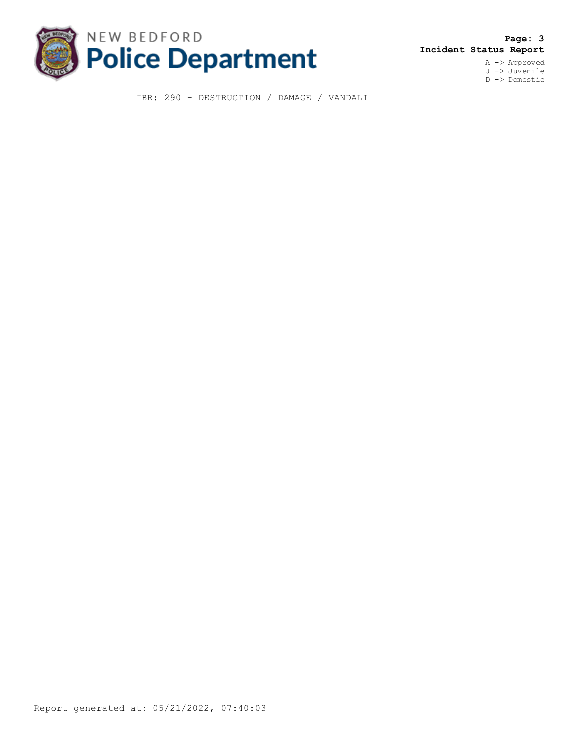IBR: 290 - DESTRUCTION / DAMAGE / VANDALI